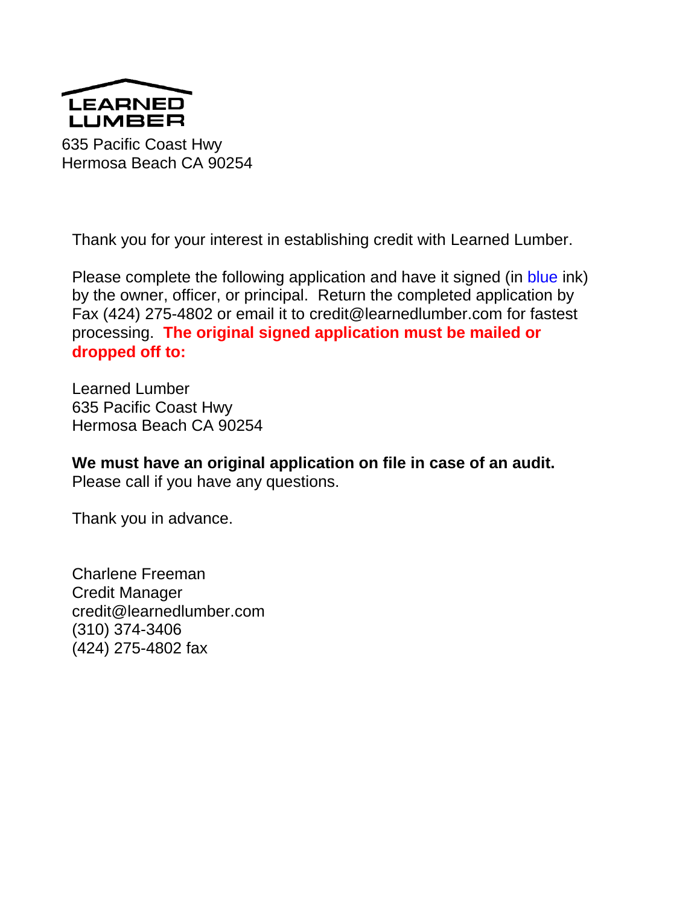LEARNED LUMBER

635 Pacific Coast Hwy
Hermosa Beach CA 90254

Thank you for your interest in establishing credit with Learned Lumber.

Please complete the following application and have it signed (in blue ink) by the owner, officer, or principal. Return the completed application by Fax (424) 275-4802 or email it to credit@learnedlumber.com for fastest processing. **The original signed application must be mailed or dropped off to:**

Learned Lumber
635 Pacific Coast Hwy
Hermosa Beach CA 90254

**We must have an original application on file in case of an audit.**
Please call if you have any questions.

Thank you in advance.

Charlene Freeman
Credit Manager
credit@learnedlumber.com
(310) 374-3406
(424) 275-4802 fax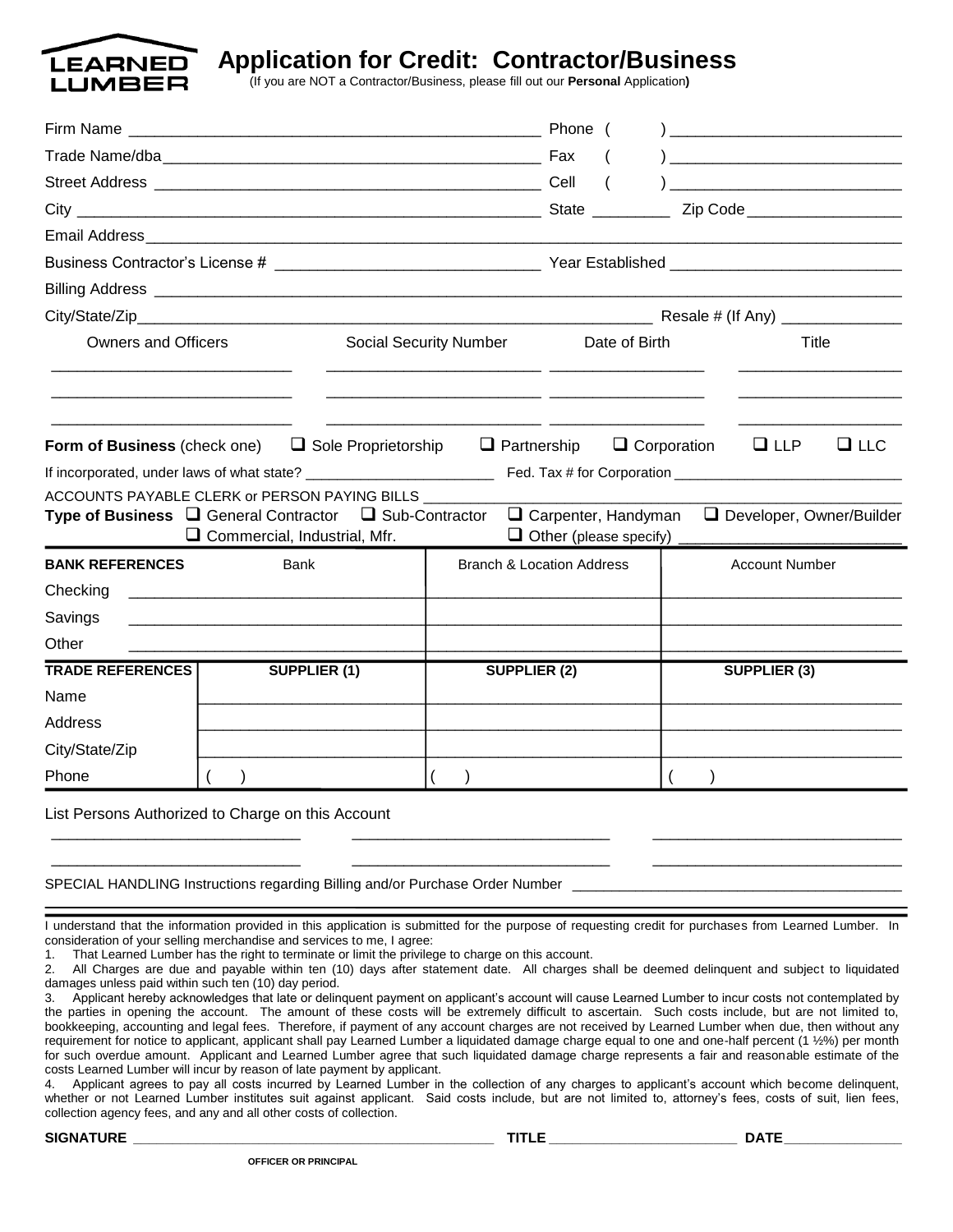# LEARNED LUMBER

## Application for Credit: Contractor/Business

(If you are NOT a Contractor/Business, please fill out our **Personal** Application**)**

Firm Name ______________________________________________ Phone ( ) __________________________

Trade Name/dba__________________________________________ Fax ( ) __________________________

Street Address ___________________________________________ Cell ( ) __________________________

City ___________________________________________________ State _________ Zip Code_________________

Email Address_____________________________________________________________________________________

Business Contractor's License # ______________________________ Year Established __________________________

Billing Address ____________________________________________________________________________________

City/State/Zip______________________________________________________________ Resale # (If Any) ______________

| Owners and Officers | Social Security Number | Date of Birth | Title |
|---|---|---|---|
| | | | |
| | | | |
| | | | |

**Form of Business** (check one) ❑ Sole Proprietorship ❑ Partnership ❑ Corporation ❑ LLP ❑ LLC

If incorporated, under laws of what state? ________________________ Fed. Tax # for Corporation ____________________________

ACCOUNTS PAYABLE CLERK or PERSON PAYING BILLS ___________________________________________________________

**Type of Business** ❑ General Contractor ❑ Sub-Contractor ❑ Carpenter, Handyman ❑ Developer, Owner/Builder
❑ Commercial, Industrial, Mfr. ❑ Other (please specify) __________________________

| **BANK REFERENCES** | Bank | Branch & Location Address | Account Number |
|---|---|---|---|
| Checking | | | |
| Savings | | | |
| Other | | | |

| **TRADE REFERENCES** | **SUPPLIER (1)** | **SUPPLIER (2)** | **SUPPLIER (3)** |
|---|---|---|---|
| Name | | | |
| Address | | | |
| City/State/Zip | | | |
| Phone | ( ) | ( ) | ( ) |

List Persons Authorized to Charge on this Account

_____________________________ _____________________________ _____________________________

_____________________________ _____________________________ _____________________________

SPECIAL HANDLING Instructions regarding Billing and/or Purchase Order Number ________________________________________

I understand that the information provided in this application is submitted for the purpose of requesting credit for purchases from Learned Lumber. In consideration of your selling merchandise and services to me, I agree:

1. That Learned Lumber has the right to terminate or limit the privilege to charge on this account.
2. All Charges are due and payable within ten (10) days after statement date. All charges shall be deemed delinquent and subject to liquidated damages unless paid within such ten (10) day period.
3. Applicant hereby acknowledges that late or delinquent payment on applicant's account will cause Learned Lumber to incur costs not contemplated by the parties in opening the account. The amount of these costs will be extremely difficult to ascertain. Such costs include, but are not limited to, bookkeeping, accounting and legal fees. Therefore, if payment of any account charges are not received by Learned Lumber when due, then without any requirement for notice to applicant, applicant shall pay Learned Lumber a liquidated damage charge equal to one and one-half percent (1 ½%) per month for such overdue amount. Applicant and Learned Lumber agree that such liquidated damage charge represents a fair and reasonable estimate of the costs Learned Lumber will incur by reason of late payment by applicant.
4. Applicant agrees to pay all costs incurred by Learned Lumber in the collection of any charges to applicant's account which become delinquent, whether or not Learned Lumber institutes suit against applicant. Said costs include, but are not limited to, attorney's fees, costs of suit, lien fees, collection agency fees, and any and all other costs of collection.

**SIGNATURE** _____________________________________________ **TITLE** ________________________ **DATE**_______________

**OFFICER OR PRINCIPAL**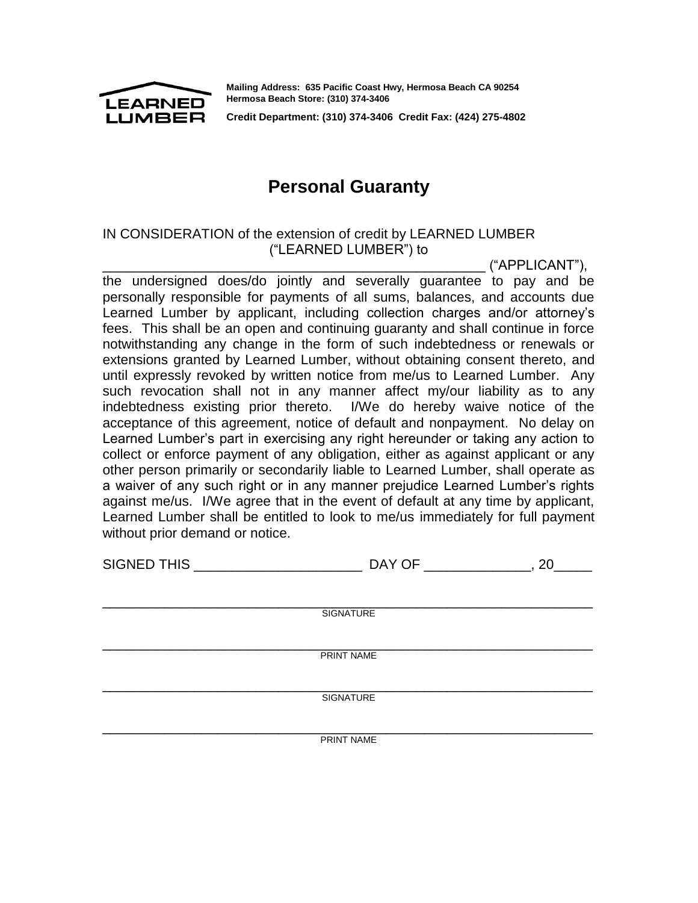LEARNED LUMBER

**Mailing Address: 635 Pacific Coast Hwy, Hermosa Beach CA 90254**
**Hermosa Beach Store: (310) 374-3406**

**Credit Department: (310) 374-3406 Credit Fax: (424) 275-4802**

# Personal Guaranty

IN CONSIDERATION of the extension of credit by LEARNED LUMBER ("LEARNED LUMBER") to ____________________________________________________ ("APPLICANT"), the undersigned does/do jointly and severally guarantee to pay and be personally responsible for payments of all sums, balances, and accounts due Learned Lumber by applicant, including collection charges and/or attorney's fees. This shall be an open and continuing guaranty and shall continue in force notwithstanding any change in the form of such indebtedness or renewals or extensions granted by Learned Lumber, without obtaining consent thereto, and until expressly revoked by written notice from me/us to Learned Lumber. Any such revocation shall not in any manner affect my/our liability as to any indebtedness existing prior thereto. I/We do hereby waive notice of the acceptance of this agreement, notice of default and nonpayment. No delay on Learned Lumber's part in exercising any right hereunder or taking any action to collect or enforce payment of any obligation, either as against applicant or any other person primarily or secondarily liable to Learned Lumber, shall operate as a waiver of any such right or in any manner prejudice Learned Lumber's rights against me/us. I/We agree that in the event of default at any time by applicant, Learned Lumber shall be entitled to look to me/us immediately for full payment without prior demand or notice.

SIGNED THIS ______________________ DAY OF ______________, 20_____

______________________________________________________________________
SIGNATURE

______________________________________________________________________
PRINT NAME

______________________________________________________________________
SIGNATURE

______________________________________________________________________
PRINT NAME